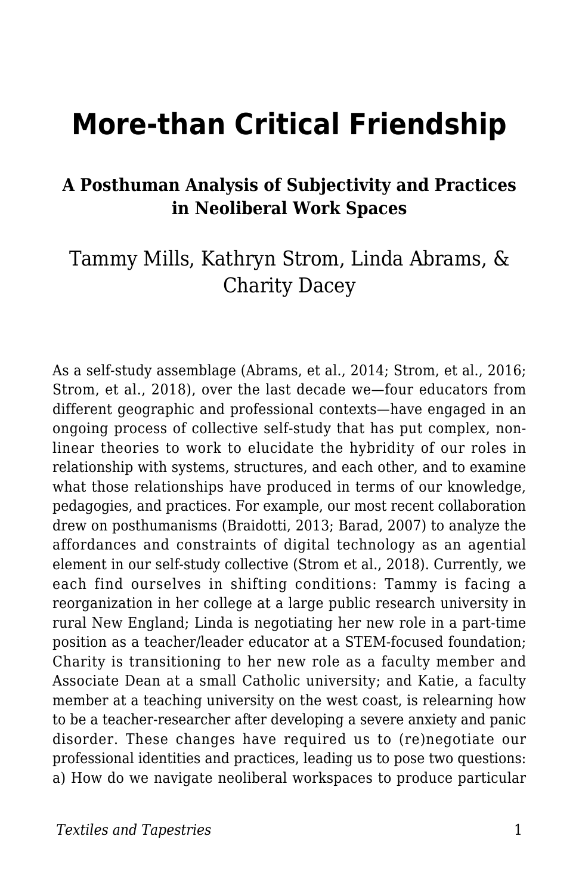# More-than Critical Friendship

### A Posthuman Analysis of Subjectivity and Practices in Neoliberal Work Spaces

Tammy Mills, Kathryn Strom, Linda Abrams, & Charity Dacey

As a self-study assemblage (Abrams, et al., 2014; Strom, et al., 2016; Strom, et al., 2018), over the last decade we—four educators from different geographic and professional contexts—have engaged in an ongoing process of collective self-study that has put complex, non-linear theories to work to elucidate the hybridity of our roles in relationship with systems, structures, and each other, and to examine what those relationships have produced in terms of our knowledge, pedagogies, and practices. For example, our most recent collaboration drew on posthumanisms (Braidotti, 2013; Barad, 2007) to analyze the affordances and constraints of digital technology as an agential element in our self-study collective (Strom et al., 2018). Currently, we each find ourselves in shifting conditions: Tammy is facing a reorganization in her college at a large public research university in rural New England; Linda is negotiating her new role in a part-time position as a teacher/leader educator at a STEM-focused foundation; Charity is transitioning to her new role as a faculty member and Associate Dean at a small Catholic university; and Katie, a faculty member at a teaching university on the west coast, is relearning how to be a teacher-researcher after developing a severe anxiety and panic disorder. These changes have required us to (re)negotiate our professional identities and practices, leading us to pose two questions: a) How do we navigate neoliberal workspaces to produce particular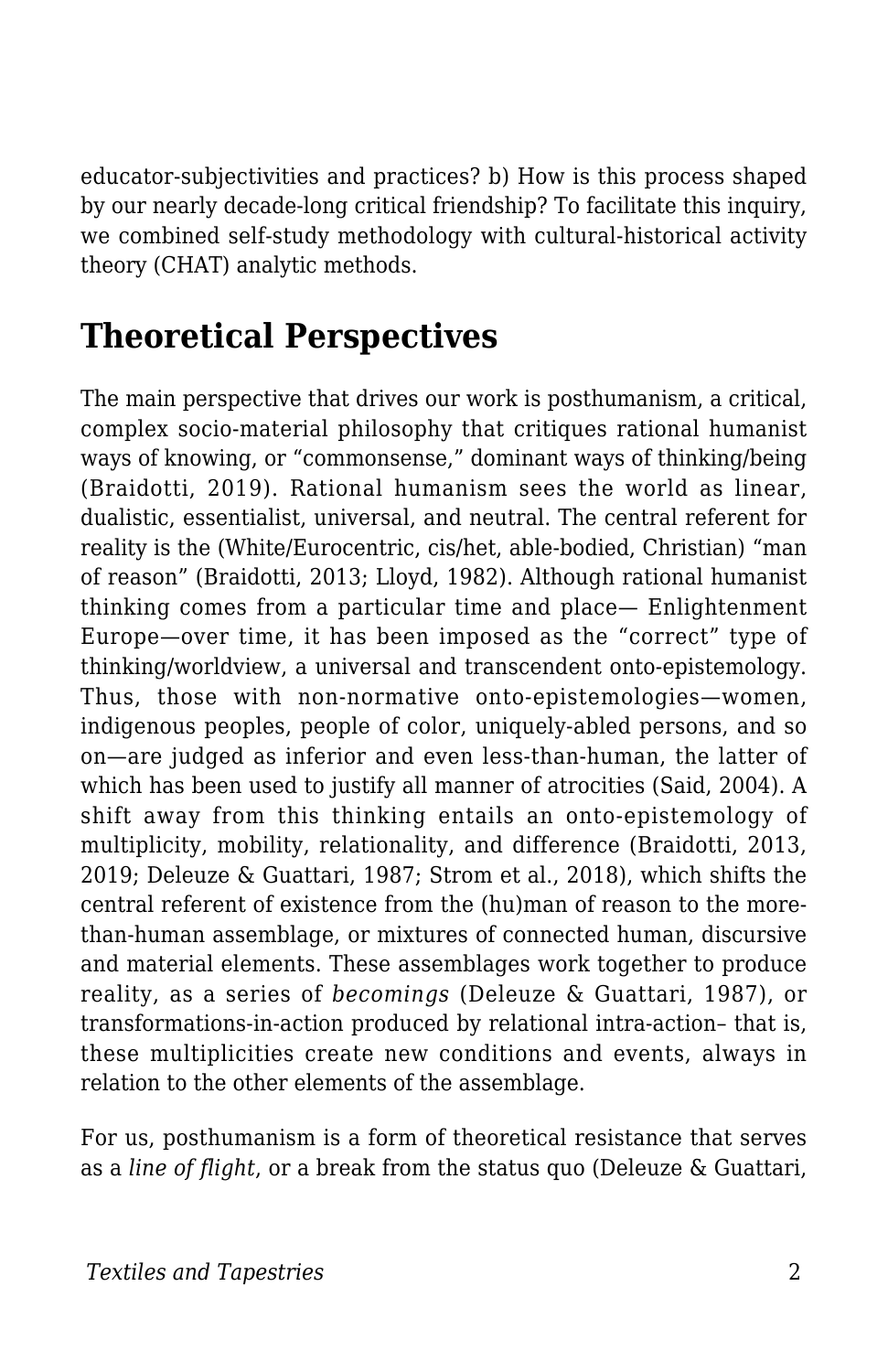educator-subjectivities and practices? b) How is this process shaped by our nearly decade-long critical friendship? To facilitate this inquiry, we combined self-study methodology with cultural-historical activity theory (CHAT) analytic methods.

## Theoretical Perspectives

The main perspective that drives our work is posthumanism, a critical, complex socio-material philosophy that critiques rational humanist ways of knowing, or "commonsense," dominant ways of thinking/being (Braidotti, 2019). Rational humanism sees the world as linear, dualistic, essentialist, universal, and neutral. The central referent for reality is the (White/Eurocentric, cis/het, able-bodied, Christian) "man of reason" (Braidotti, 2013; Lloyd, 1982). Although rational humanist thinking comes from a particular time and place— Enlightenment Europe—over time, it has been imposed as the "correct" type of thinking/worldview, a universal and transcendent onto-epistemology. Thus, those with non-normative onto-epistemologies—women, indigenous peoples, people of color, uniquely-abled persons, and so on—are judged as inferior and even less-than-human, the latter of which has been used to justify all manner of atrocities (Said, 2004). A shift away from this thinking entails an onto-epistemology of multiplicity, mobility, relationality, and difference (Braidotti, 2013, 2019; Deleuze & Guattari, 1987; Strom et al., 2018), which shifts the central referent of existence from the (hu)man of reason to the more-than-human assemblage, or mixtures of connected human, discursive and material elements. These assemblages work together to produce reality, as a series of *becomings* (Deleuze & Guattari, 1987), or transformations-in-action produced by relational intra-action– that is, these multiplicities create new conditions and events, always in relation to the other elements of the assemblage.

For us, posthumanism is a form of theoretical resistance that serves as a *line of flight*, or a break from the status quo (Deleuze & Guattari,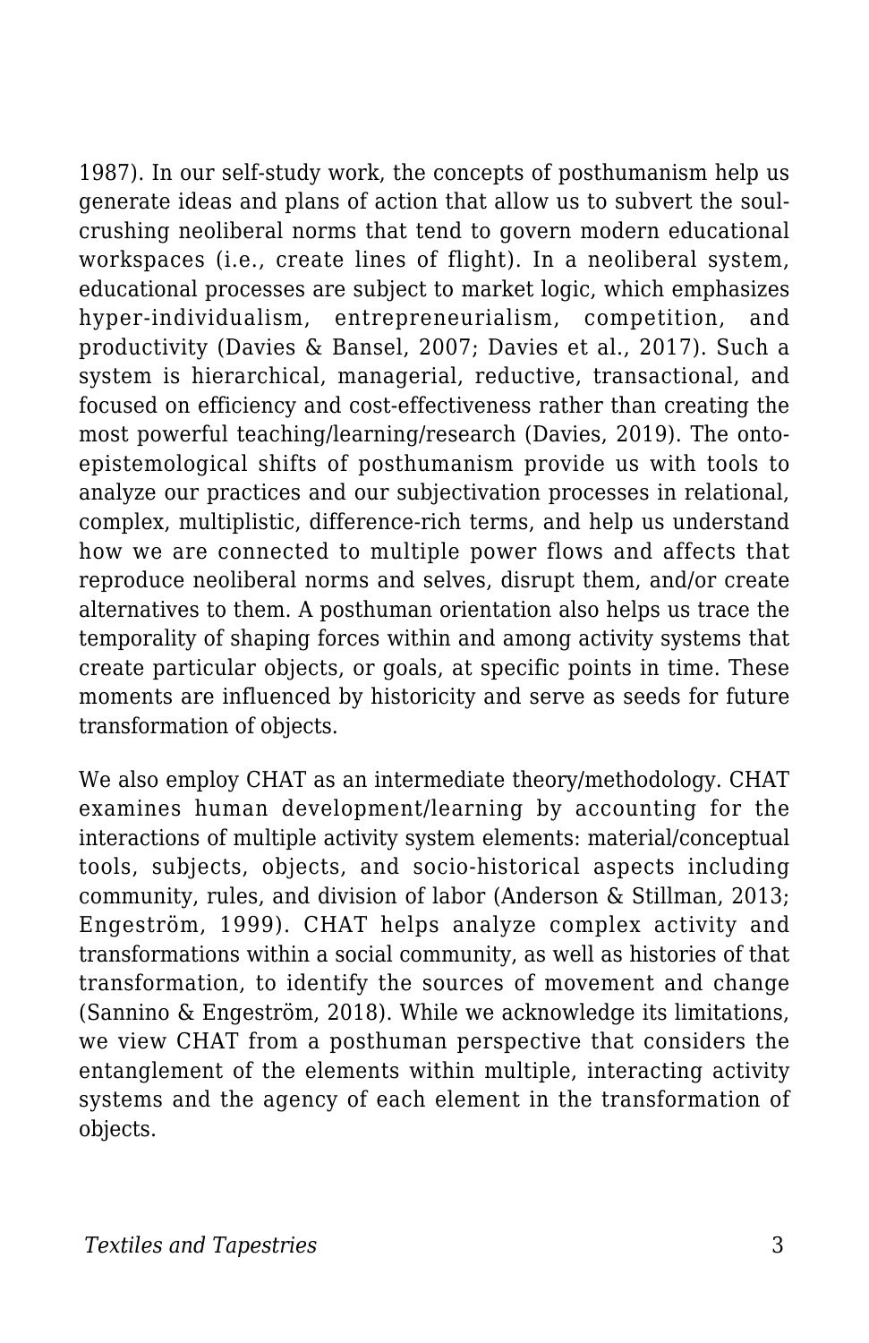1987). In our self-study work, the concepts of posthumanism help us generate ideas and plans of action that allow us to subvert the soul-crushing neoliberal norms that tend to govern modern educational workspaces (i.e., create lines of flight). In a neoliberal system, educational processes are subject to market logic, which emphasizes hyper-individualism, entrepreneurialism, competition, and productivity (Davies & Bansel, 2007; Davies et al., 2017). Such a system is hierarchical, managerial, reductive, transactional, and focused on efficiency and cost-effectiveness rather than creating the most powerful teaching/learning/research (Davies, 2019). The onto-epistemological shifts of posthumanism provide us with tools to analyze our practices and our subjectivation processes in relational, complex, multiplistic, difference-rich terms, and help us understand how we are connected to multiple power flows and affects that reproduce neoliberal norms and selves, disrupt them, and/or create alternatives to them. A posthuman orientation also helps us trace the temporality of shaping forces within and among activity systems that create particular objects, or goals, at specific points in time. These moments are influenced by historicity and serve as seeds for future transformation of objects.

We also employ CHAT as an intermediate theory/methodology. CHAT examines human development/learning by accounting for the interactions of multiple activity system elements: material/conceptual tools, subjects, objects, and socio-historical aspects including community, rules, and division of labor (Anderson & Stillman, 2013; Engeström, 1999). CHAT helps analyze complex activity and transformations within a social community, as well as histories of that transformation, to identify the sources of movement and change (Sannino & Engeström, 2018). While we acknowledge its limitations, we view CHAT from a posthuman perspective that considers the entanglement of the elements within multiple, interacting activity systems and the agency of each element in the transformation of objects.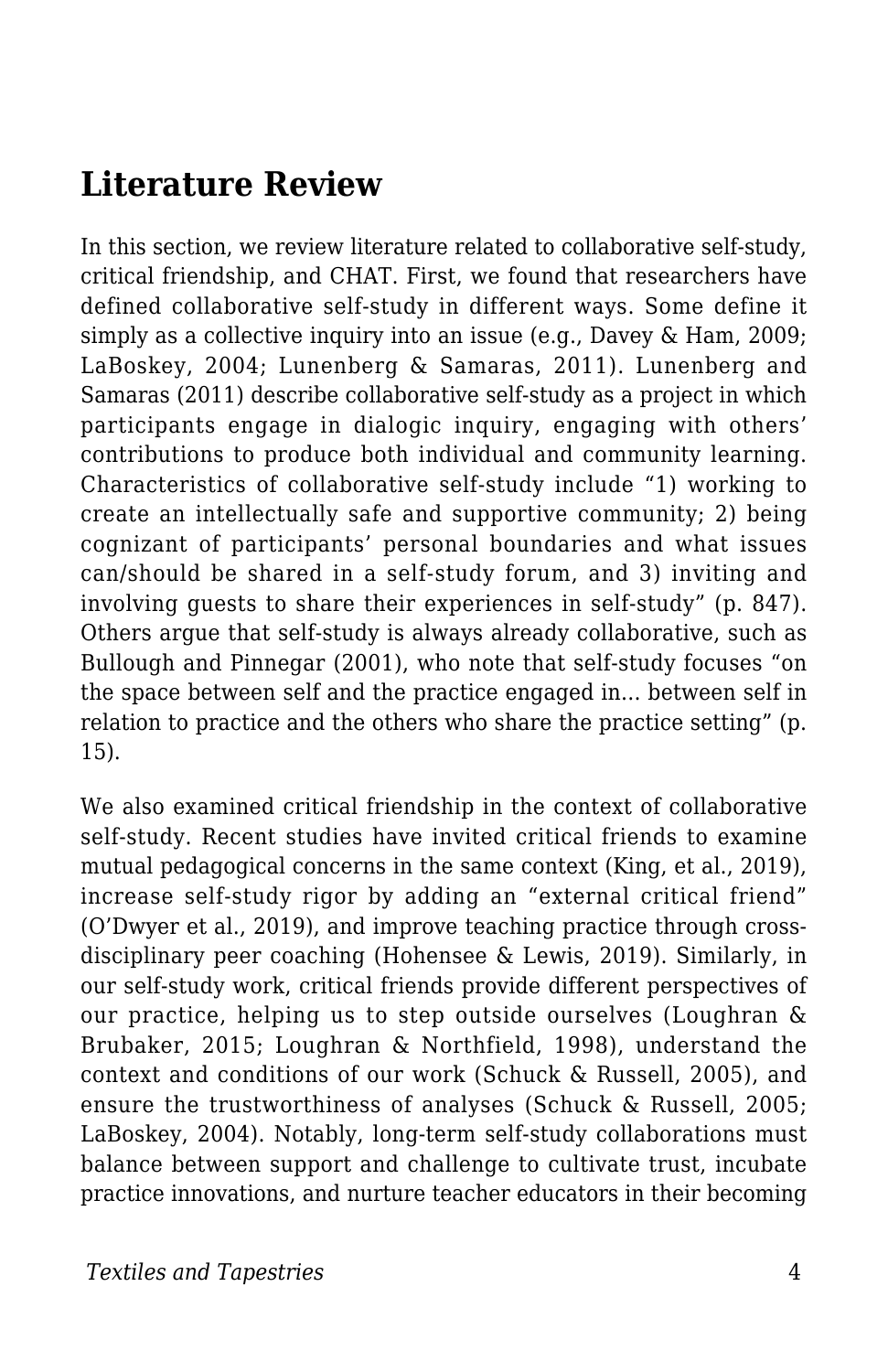## Literature Review

In this section, we review literature related to collaborative self-study, critical friendship, and CHAT. First, we found that researchers have defined collaborative self-study in different ways. Some define it simply as a collective inquiry into an issue (e.g., Davey & Ham, 2009; LaBoskey, 2004; Lunenberg & Samaras, 2011). Lunenberg and Samaras (2011) describe collaborative self-study as a project in which participants engage in dialogic inquiry, engaging with others' contributions to produce both individual and community learning. Characteristics of collaborative self-study include "1) working to create an intellectually safe and supportive community; 2) being cognizant of participants' personal boundaries and what issues can/should be shared in a self-study forum, and 3) inviting and involving guests to share their experiences in self-study" (p. 847). Others argue that self-study is always already collaborative, such as Bullough and Pinnegar (2001), who note that self-study focuses "on the space between self and the practice engaged in... between self in relation to practice and the others who share the practice setting" (p. 15).

We also examined critical friendship in the context of collaborative self-study. Recent studies have invited critical friends to examine mutual pedagogical concerns in the same context (King, et al., 2019), increase self-study rigor by adding an "external critical friend" (O'Dwyer et al., 2019), and improve teaching practice through cross-disciplinary peer coaching (Hohensee & Lewis, 2019). Similarly, in our self-study work, critical friends provide different perspectives of our practice, helping us to step outside ourselves (Loughran & Brubaker, 2015; Loughran & Northfield, 1998), understand the context and conditions of our work (Schuck & Russell, 2005), and ensure the trustworthiness of analyses (Schuck & Russell, 2005; LaBoskey, 2004). Notably, long-term self-study collaborations must balance between support and challenge to cultivate trust, incubate practice innovations, and nurture teacher educators in their becoming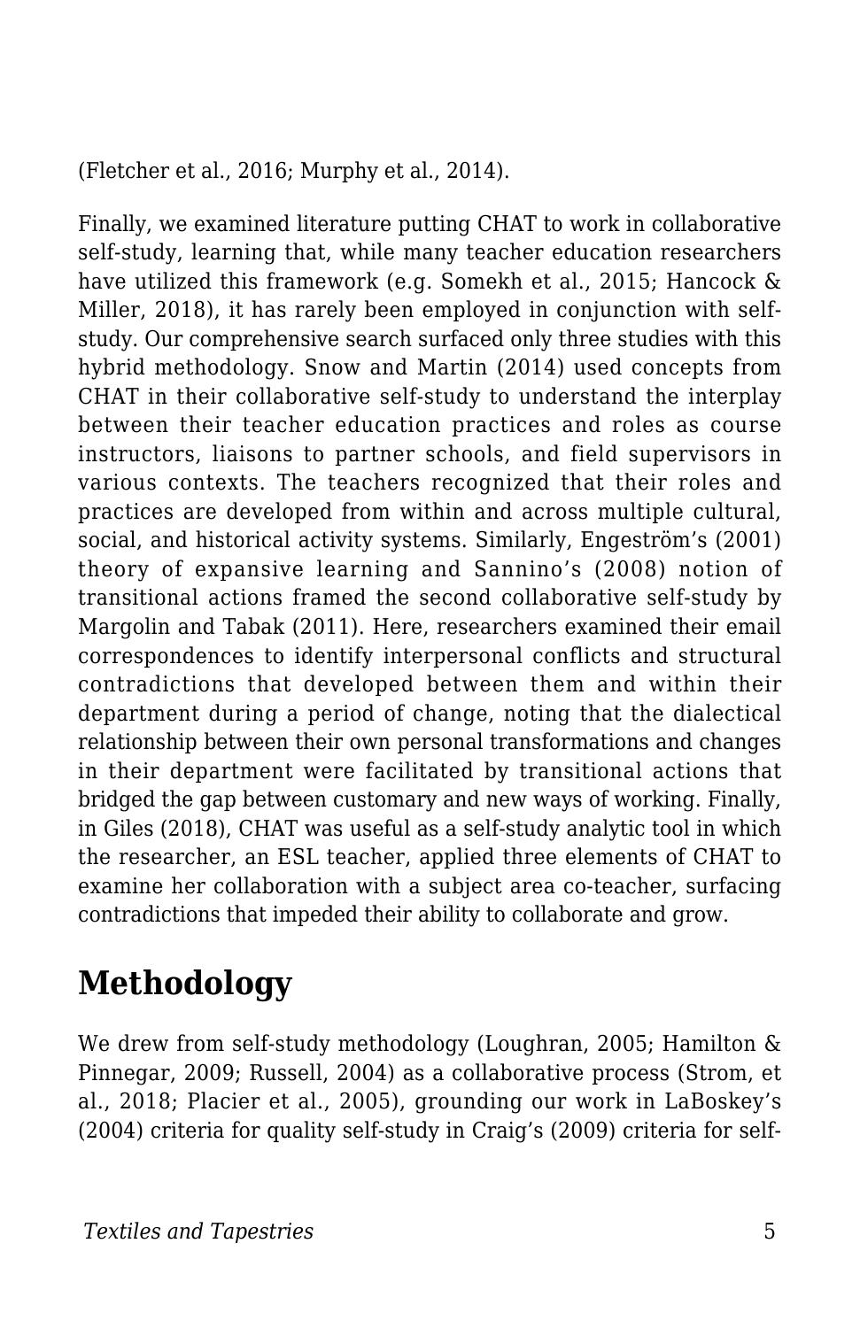(Fletcher et al., 2016; Murphy et al., 2014).

Finally, we examined literature putting CHAT to work in collaborative self-study, learning that, while many teacher education researchers have utilized this framework (e.g. Somekh et al., 2015; Hancock & Miller, 2018), it has rarely been employed in conjunction with self-study. Our comprehensive search surfaced only three studies with this hybrid methodology. Snow and Martin (2014) used concepts from CHAT in their collaborative self-study to understand the interplay between their teacher education practices and roles as course instructors, liaisons to partner schools, and field supervisors in various contexts. The teachers recognized that their roles and practices are developed from within and across multiple cultural, social, and historical activity systems. Similarly, Engeström's (2001) theory of expansive learning and Sannino's (2008) notion of transitional actions framed the second collaborative self-study by Margolin and Tabak (2011). Here, researchers examined their email correspondences to identify interpersonal conflicts and structural contradictions that developed between them and within their department during a period of change, noting that the dialectical relationship between their own personal transformations and changes in their department were facilitated by transitional actions that bridged the gap between customary and new ways of working. Finally, in Giles (2018), CHAT was useful as a self-study analytic tool in which the researcher, an ESL teacher, applied three elements of CHAT to examine her collaboration with a subject area co-teacher, surfacing contradictions that impeded their ability to collaborate and grow.

## Methodology

We drew from self-study methodology (Loughran, 2005; Hamilton & Pinnegar, 2009; Russell, 2004) as a collaborative process (Strom, et al., 2018; Placier et al., 2005), grounding our work in LaBoskey's (2004) criteria for quality self-study in Craig's (2009) criteria for self-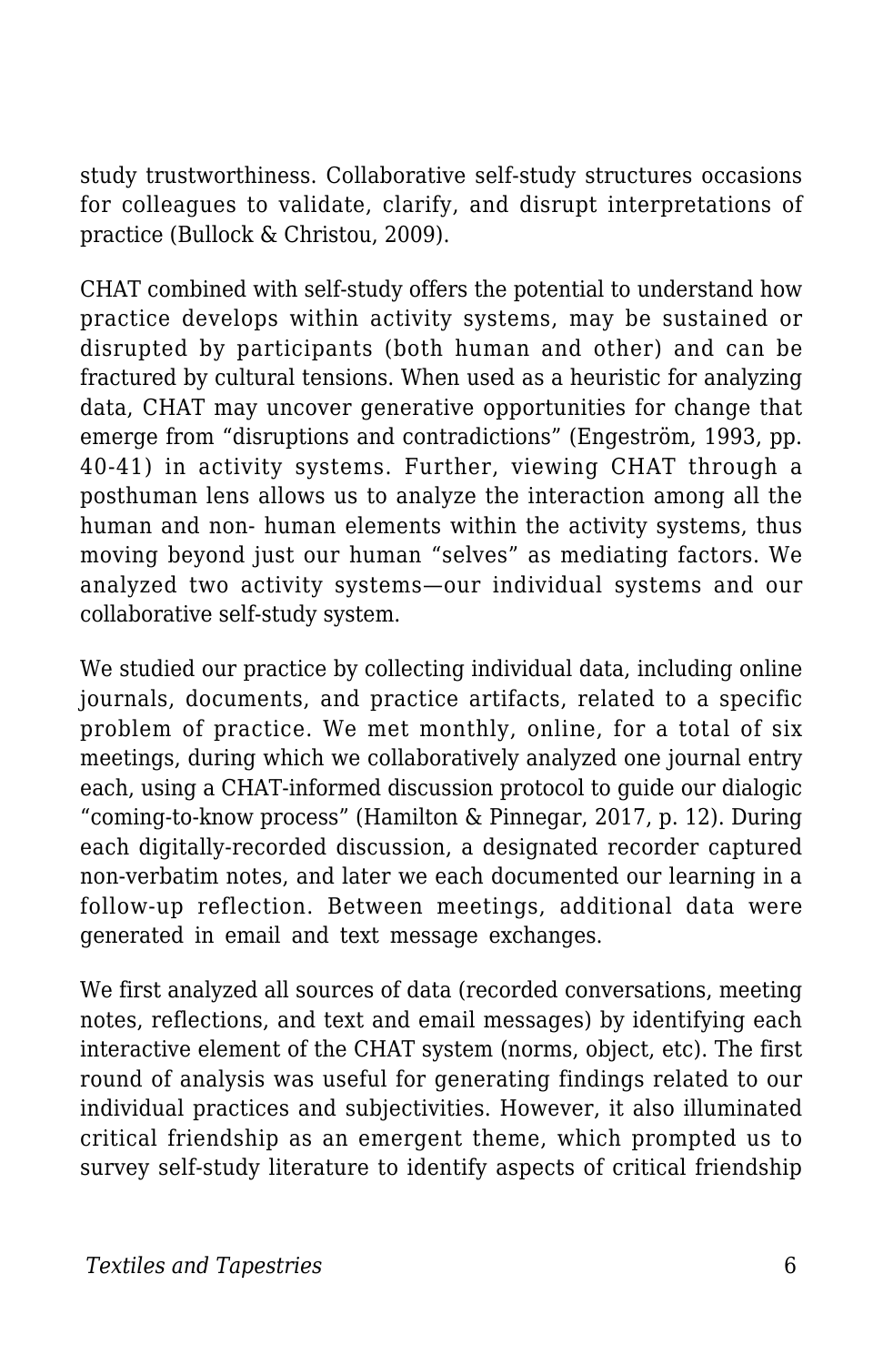study trustworthiness. Collaborative self-study structures occasions for colleagues to validate, clarify, and disrupt interpretations of practice (Bullock & Christou, 2009).

CHAT combined with self-study offers the potential to understand how practice develops within activity systems, may be sustained or disrupted by participants (both human and other) and can be fractured by cultural tensions. When used as a heuristic for analyzing data, CHAT may uncover generative opportunities for change that emerge from "disruptions and contradictions" (Engeström, 1993, pp. 40-41) in activity systems. Further, viewing CHAT through a posthuman lens allows us to analyze the interaction among all the human and non- human elements within the activity systems, thus moving beyond just our human "selves" as mediating factors. We analyzed two activity systems—our individual systems and our collaborative self-study system.

We studied our practice by collecting individual data, including online journals, documents, and practice artifacts, related to a specific problem of practice. We met monthly, online, for a total of six meetings, during which we collaboratively analyzed one journal entry each, using a CHAT-informed discussion protocol to guide our dialogic "coming-to-know process" (Hamilton & Pinnegar, 2017, p. 12). During each digitally-recorded discussion, a designated recorder captured non-verbatim notes, and later we each documented our learning in a follow-up reflection. Between meetings, additional data were generated in email and text message exchanges.

We first analyzed all sources of data (recorded conversations, meeting notes, reflections, and text and email messages) by identifying each interactive element of the CHAT system (norms, object, etc). The first round of analysis was useful for generating findings related to our individual practices and subjectivities. However, it also illuminated critical friendship as an emergent theme, which prompted us to survey self-study literature to identify aspects of critical friendship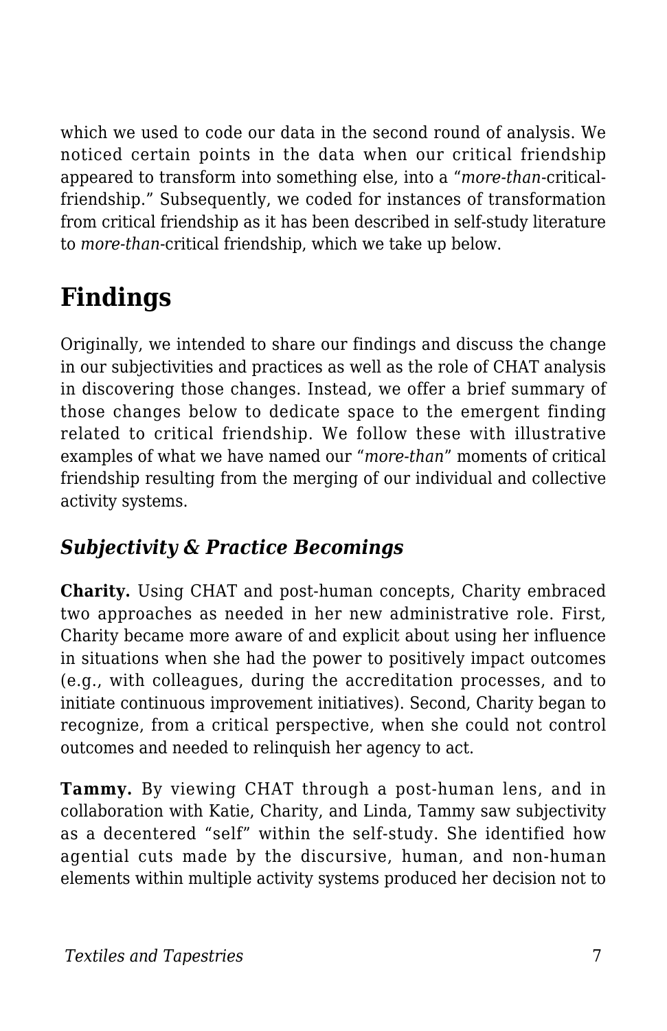which we used to code our data in the second round of analysis. We noticed certain points in the data when our critical friendship appeared to transform into something else, into a "*more-than*-critical-friendship." Subsequently, we coded for instances of transformation from critical friendship as it has been described in self-study literature to *more-than*-critical friendship, which we take up below.

# Findings

Originally, we intended to share our findings and discuss the change in our subjectivities and practices as well as the role of CHAT analysis in discovering those changes. Instead, we offer a brief summary of those changes below to dedicate space to the emergent finding related to critical friendship. We follow these with illustrative examples of what we have named our "*more-than*" moments of critical friendship resulting from the merging of our individual and collective activity systems.

## *Subjectivity & Practice Becomings*

**Charity.** Using CHAT and post-human concepts, Charity embraced two approaches as needed in her new administrative role. First, Charity became more aware of and explicit about using her influence in situations when she had the power to positively impact outcomes (e.g., with colleagues, during the accreditation processes, and to initiate continuous improvement initiatives). Second, Charity began to recognize, from a critical perspective, when she could not control outcomes and needed to relinquish her agency to act.

**Tammy.** By viewing CHAT through a post-human lens, and in collaboration with Katie, Charity, and Linda, Tammy saw subjectivity as a decentered "self" within the self-study. She identified how agential cuts made by the discursive, human, and non-human elements within multiple activity systems produced her decision not to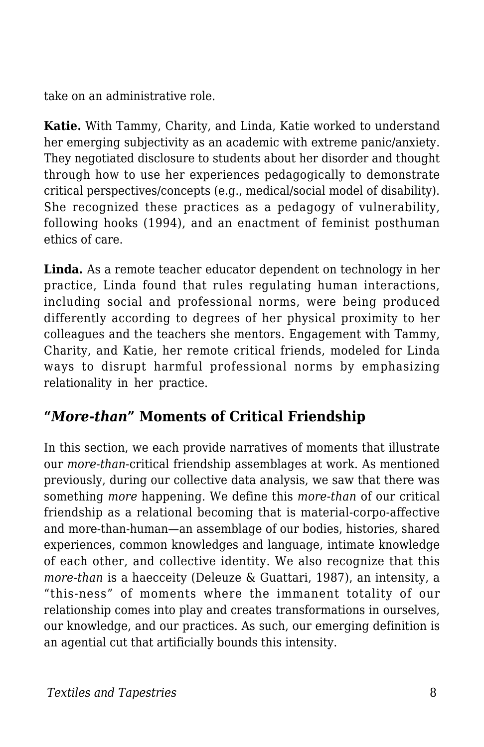take on an administrative role.

**Katie.** With Tammy, Charity, and Linda, Katie worked to understand her emerging subjectivity as an academic with extreme panic/anxiety. They negotiated disclosure to students about her disorder and thought through how to use her experiences pedagogically to demonstrate critical perspectives/concepts (e.g., medical/social model of disability). She recognized these practices as a pedagogy of vulnerability, following hooks (1994), and an enactment of feminist posthuman ethics of care.

**Linda.** As a remote teacher educator dependent on technology in her practice, Linda found that rules regulating human interactions, including social and professional norms, were being produced differently according to degrees of her physical proximity to her colleagues and the teachers she mentors. Engagement with Tammy, Charity, and Katie, her remote critical friends, modeled for Linda ways to disrupt harmful professional norms by emphasizing relationality in her practice.

## "*More-than*" Moments of Critical Friendship

In this section, we each provide narratives of moments that illustrate our *more-than*-critical friendship assemblages at work. As mentioned previously, during our collective data analysis, we saw that there was something *more* happening. We define this *more-than* of our critical friendship as a relational becoming that is material-corpo-affective and more-than-human—an assemblage of our bodies, histories, shared experiences, common knowledges and language, intimate knowledge of each other, and collective identity. We also recognize that this *more-than* is a haecceity (Deleuze & Guattari, 1987), an intensity, a "this-ness" of moments where the immanent totality of our relationship comes into play and creates transformations in ourselves, our knowledge, and our practices. As such, our emerging definition is an agential cut that artificially bounds this intensity.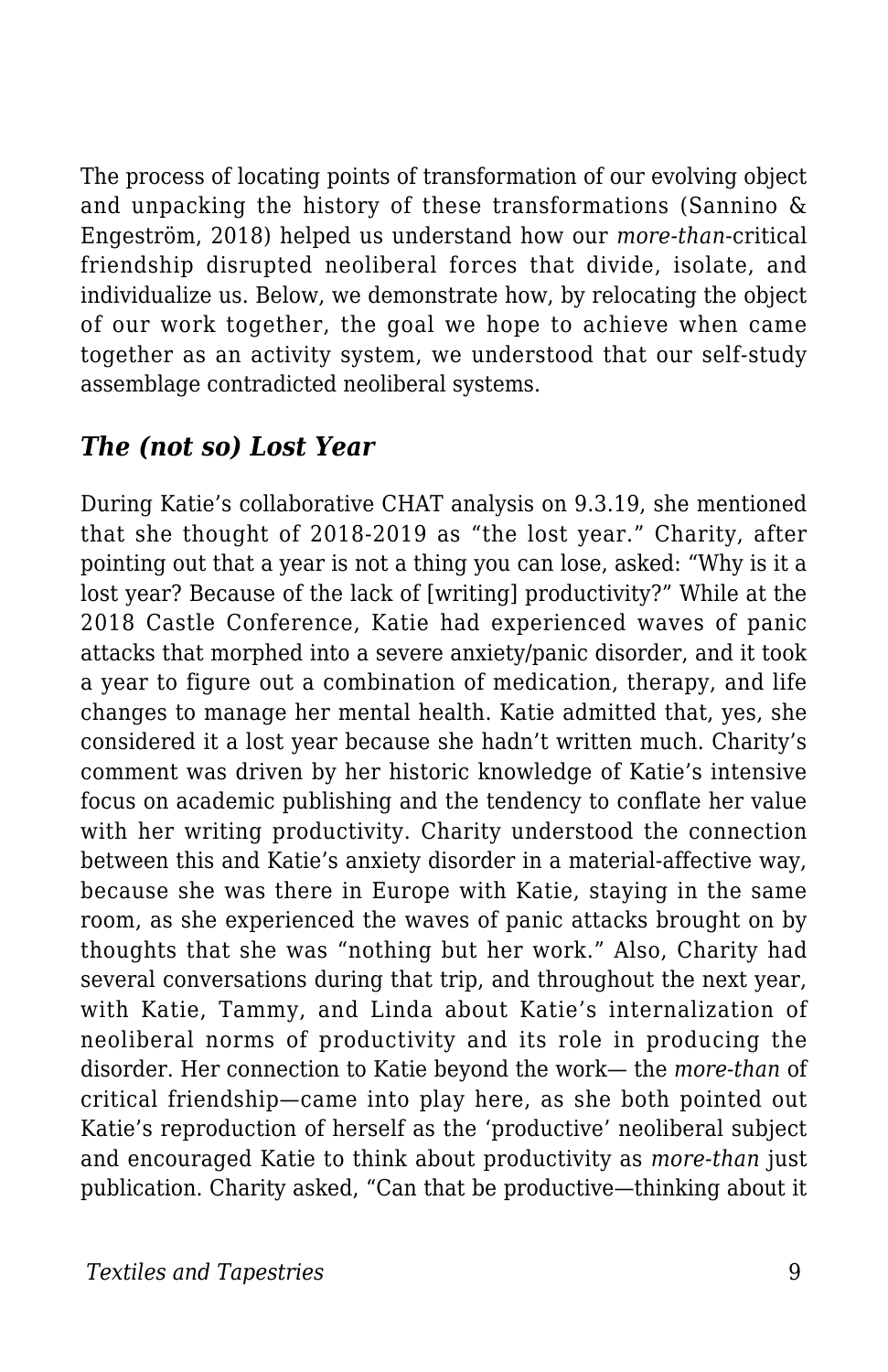The process of locating points of transformation of our evolving object and unpacking the history of these transformations (Sannino & Engeström, 2018) helped us understand how our *more-than*-critical friendship disrupted neoliberal forces that divide, isolate, and individualize us. Below, we demonstrate how, by relocating the object of our work together, the goal we hope to achieve when came together as an activity system, we understood that our self-study assemblage contradicted neoliberal systems.

### *The (not so) Lost Year*

During Katie's collaborative CHAT analysis on 9.3.19, she mentioned that she thought of 2018-2019 as "the lost year." Charity, after pointing out that a year is not a thing you can lose, asked: "Why is it a lost year? Because of the lack of [writing] productivity?" While at the 2018 Castle Conference, Katie had experienced waves of panic attacks that morphed into a severe anxiety/panic disorder, and it took a year to figure out a combination of medication, therapy, and life changes to manage her mental health. Katie admitted that, yes, she considered it a lost year because she hadn't written much. Charity's comment was driven by her historic knowledge of Katie's intensive focus on academic publishing and the tendency to conflate her value with her writing productivity. Charity understood the connection between this and Katie's anxiety disorder in a material-affective way, because she was there in Europe with Katie, staying in the same room, as she experienced the waves of panic attacks brought on by thoughts that she was "nothing but her work." Also, Charity had several conversations during that trip, and throughout the next year, with Katie, Tammy, and Linda about Katie's internalization of neoliberal norms of productivity and its role in producing the disorder. Her connection to Katie beyond the work— the *more-than* of critical friendship—came into play here, as she both pointed out Katie's reproduction of herself as the 'productive' neoliberal subject and encouraged Katie to think about productivity as *more-than* just publication. Charity asked, "Can that be productive—thinking about it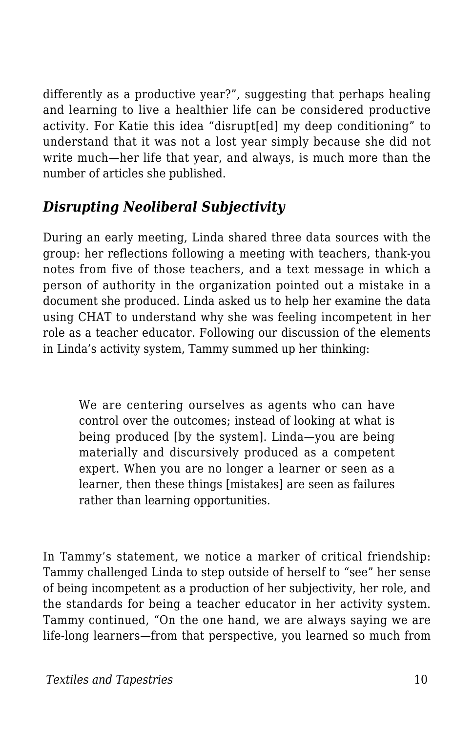differently as a productive year?", suggesting that perhaps healing and learning to live a healthier life can be considered productive activity. For Katie this idea "disrupt[ed] my deep conditioning" to understand that it was not a lost year simply because she did not write much—her life that year, and always, is much more than the number of articles she published.

### *Disrupting Neoliberal Subjectivity*

During an early meeting, Linda shared three data sources with the group: her reflections following a meeting with teachers, thank-you notes from five of those teachers, and a text message in which a person of authority in the organization pointed out a mistake in a document she produced. Linda asked us to help her examine the data using CHAT to understand why she was feeling incompetent in her role as a teacher educator. Following our discussion of the elements in Linda's activity system, Tammy summed up her thinking:

> We are centering ourselves as agents who can have control over the outcomes; instead of looking at what is being produced [by the system]. Linda—you are being materially and discursively produced as a competent expert. When you are no longer a learner or seen as a learner, then these things [mistakes] are seen as failures rather than learning opportunities.

In Tammy's statement, we notice a marker of critical friendship: Tammy challenged Linda to step outside of herself to "see" her sense of being incompetent as a production of her subjectivity, her role, and the standards for being a teacher educator in her activity system. Tammy continued, "On the one hand, we are always saying we are life-long learners—from that perspective, you learned so much from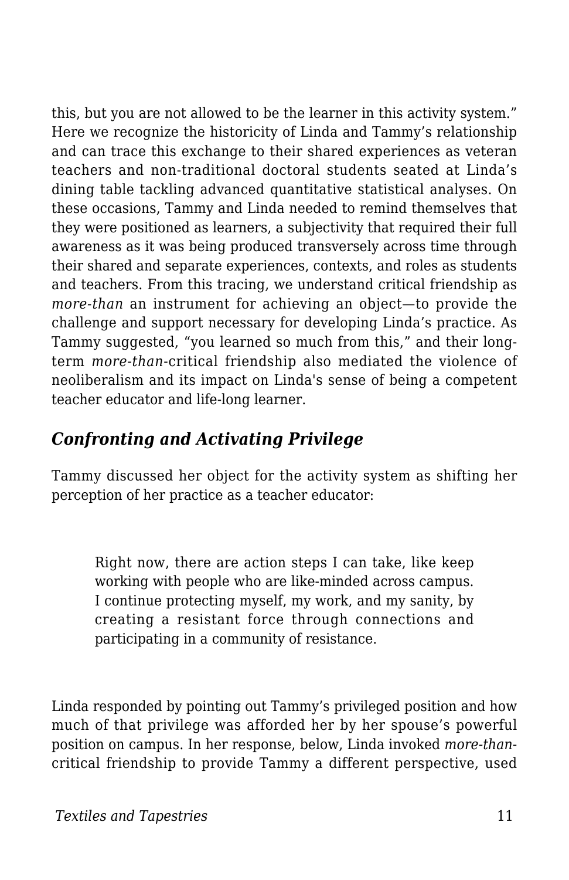this, but you are not allowed to be the learner in this activity system." Here we recognize the historicity of Linda and Tammy's relationship and can trace this exchange to their shared experiences as veteran teachers and non-traditional doctoral students seated at Linda's dining table tackling advanced quantitative statistical analyses. On these occasions, Tammy and Linda needed to remind themselves that they were positioned as learners, a subjectivity that required their full awareness as it was being produced transversely across time through their shared and separate experiences, contexts, and roles as students and teachers. From this tracing, we understand critical friendship as *more-than* an instrument for achieving an object—to provide the challenge and support necessary for developing Linda's practice. As Tammy suggested, "you learned so much from this," and their long-term *more-than*-critical friendship also mediated the violence of neoliberalism and its impact on Linda's sense of being a competent teacher educator and life-long learner.

### *Confronting and Activating Privilege*

Tammy discussed her object for the activity system as shifting her perception of her practice as a teacher educator:

> Right now, there are action steps I can take, like keep working with people who are like-minded across campus. I continue protecting myself, my work, and my sanity, by creating a resistant force through connections and participating in a community of resistance.

Linda responded by pointing out Tammy's privileged position and how much of that privilege was afforded her by her spouse's powerful position on campus. In her response, below, Linda invoked *more-than*-critical friendship to provide Tammy a different perspective, used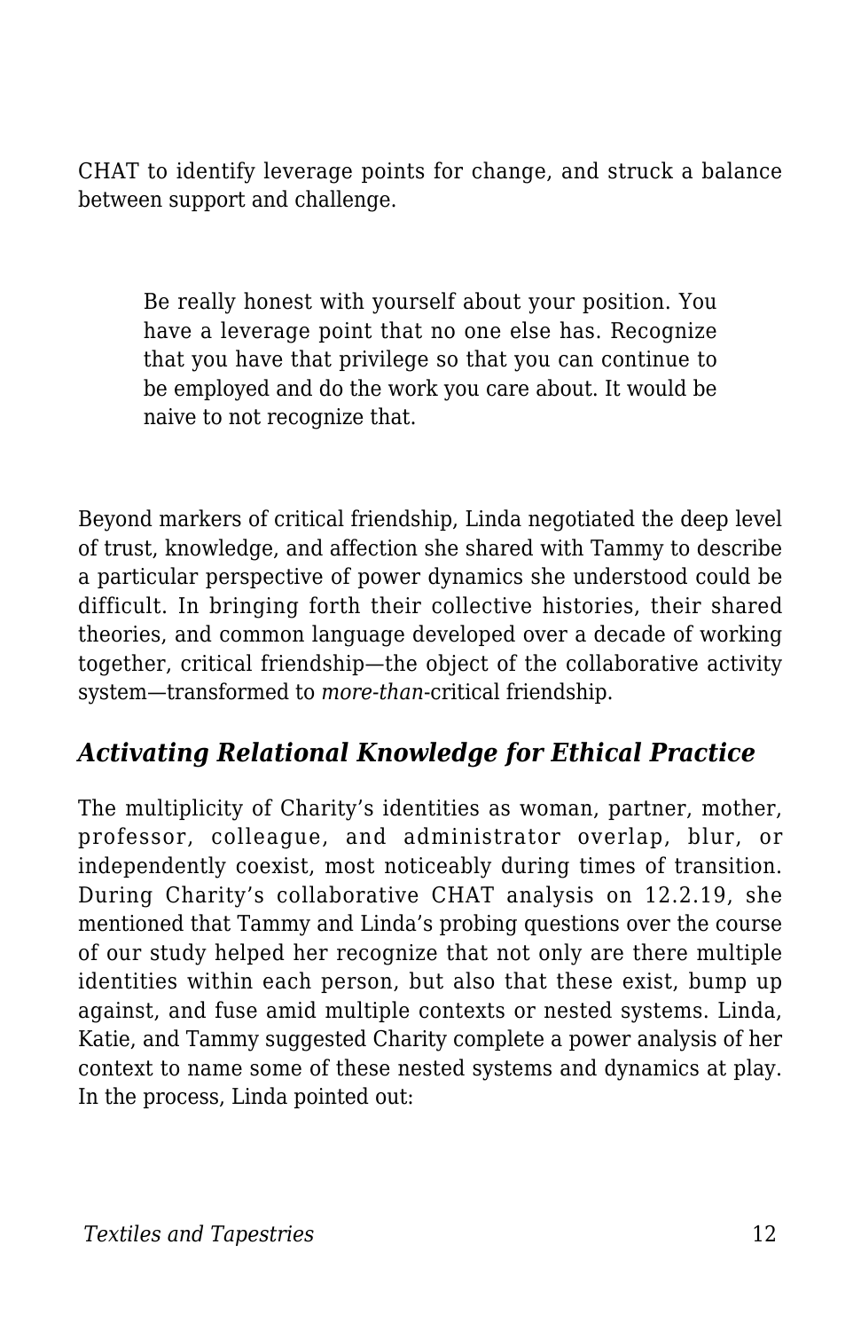CHAT to identify leverage points for change, and struck a balance between support and challenge.

> Be really honest with yourself about your position. You have a leverage point that no one else has. Recognize that you have that privilege so that you can continue to be employed and do the work you care about. It would be naive to not recognize that.

Beyond markers of critical friendship, Linda negotiated the deep level of trust, knowledge, and affection she shared with Tammy to describe a particular perspective of power dynamics she understood could be difficult. In bringing forth their collective histories, their shared theories, and common language developed over a decade of working together, critical friendship—the object of the collaborative activity system—transformed to *more-than*-critical friendship.

### *Activating Relational Knowledge for Ethical Practice*

The multiplicity of Charity's identities as woman, partner, mother, professor, colleague, and administrator overlap, blur, or independently coexist, most noticeably during times of transition. During Charity's collaborative CHAT analysis on 12.2.19, she mentioned that Tammy and Linda's probing questions over the course of our study helped her recognize that not only are there multiple identities within each person, but also that these exist, bump up against, and fuse amid multiple contexts or nested systems. Linda, Katie, and Tammy suggested Charity complete a power analysis of her context to name some of these nested systems and dynamics at play. In the process, Linda pointed out: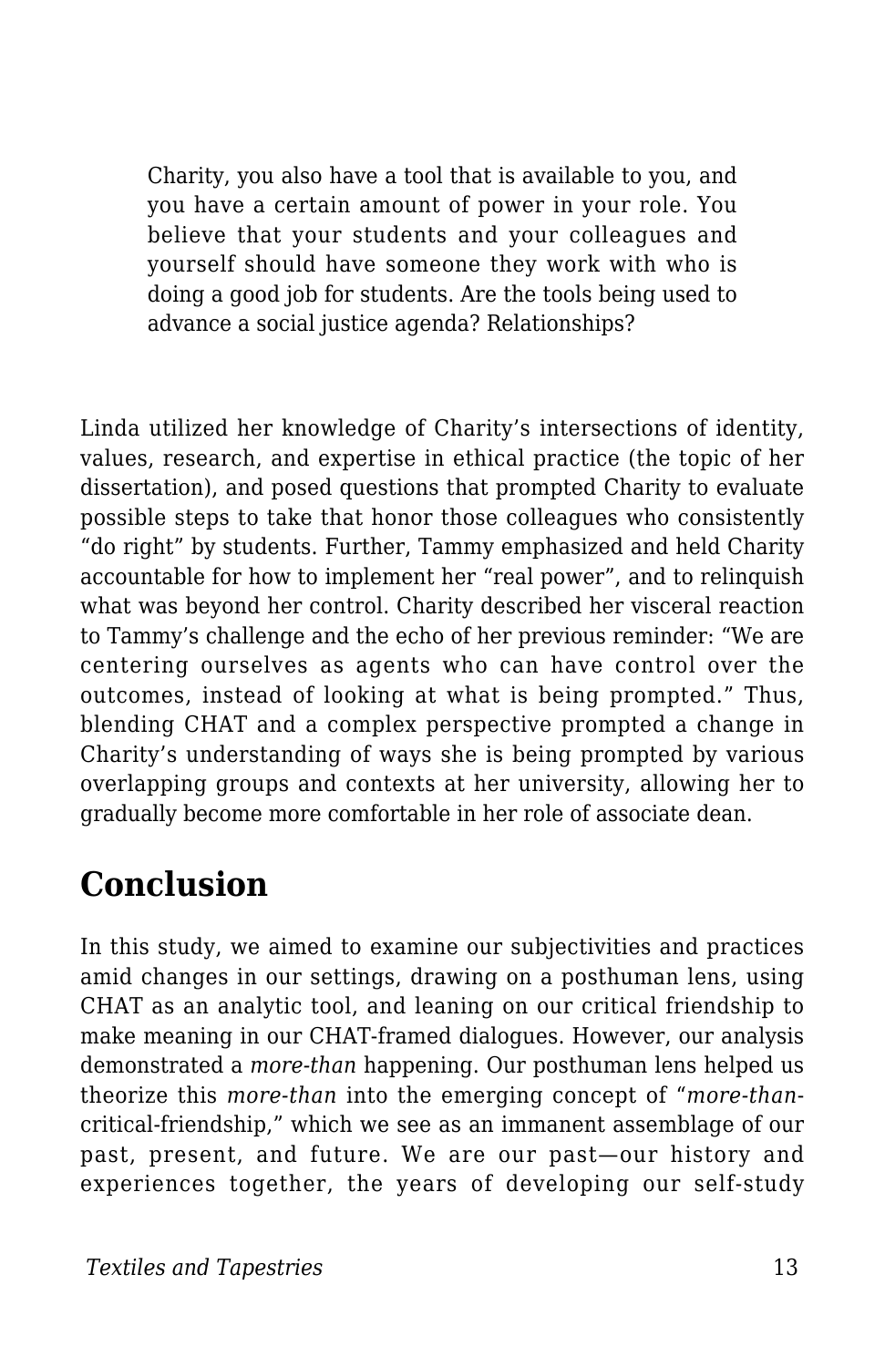> Charity, you also have a tool that is available to you, and you have a certain amount of power in your role. You believe that your students and your colleagues and yourself should have someone they work with who is doing a good job for students. Are the tools being used to advance a social justice agenda? Relationships?

Linda utilized her knowledge of Charity's intersections of identity, values, research, and expertise in ethical practice (the topic of her dissertation), and posed questions that prompted Charity to evaluate possible steps to take that honor those colleagues who consistently "do right" by students. Further, Tammy emphasized and held Charity accountable for how to implement her "real power", and to relinquish what was beyond her control. Charity described her visceral reaction to Tammy's challenge and the echo of her previous reminder: "We are centering ourselves as agents who can have control over the outcomes, instead of looking at what is being prompted." Thus, blending CHAT and a complex perspective prompted a change in Charity's understanding of ways she is being prompted by various overlapping groups and contexts at her university, allowing her to gradually become more comfortable in her role of associate dean.

## Conclusion

In this study, we aimed to examine our subjectivities and practices amid changes in our settings, drawing on a posthuman lens, using CHAT as an analytic tool, and leaning on our critical friendship to make meaning in our CHAT-framed dialogues. However, our analysis demonstrated a *more-than* happening. Our posthuman lens helped us theorize this *more-than* into the emerging concept of "*more-than*-critical-friendship," which we see as an immanent assemblage of our past, present, and future. We are our past—our history and experiences together, the years of developing our self-study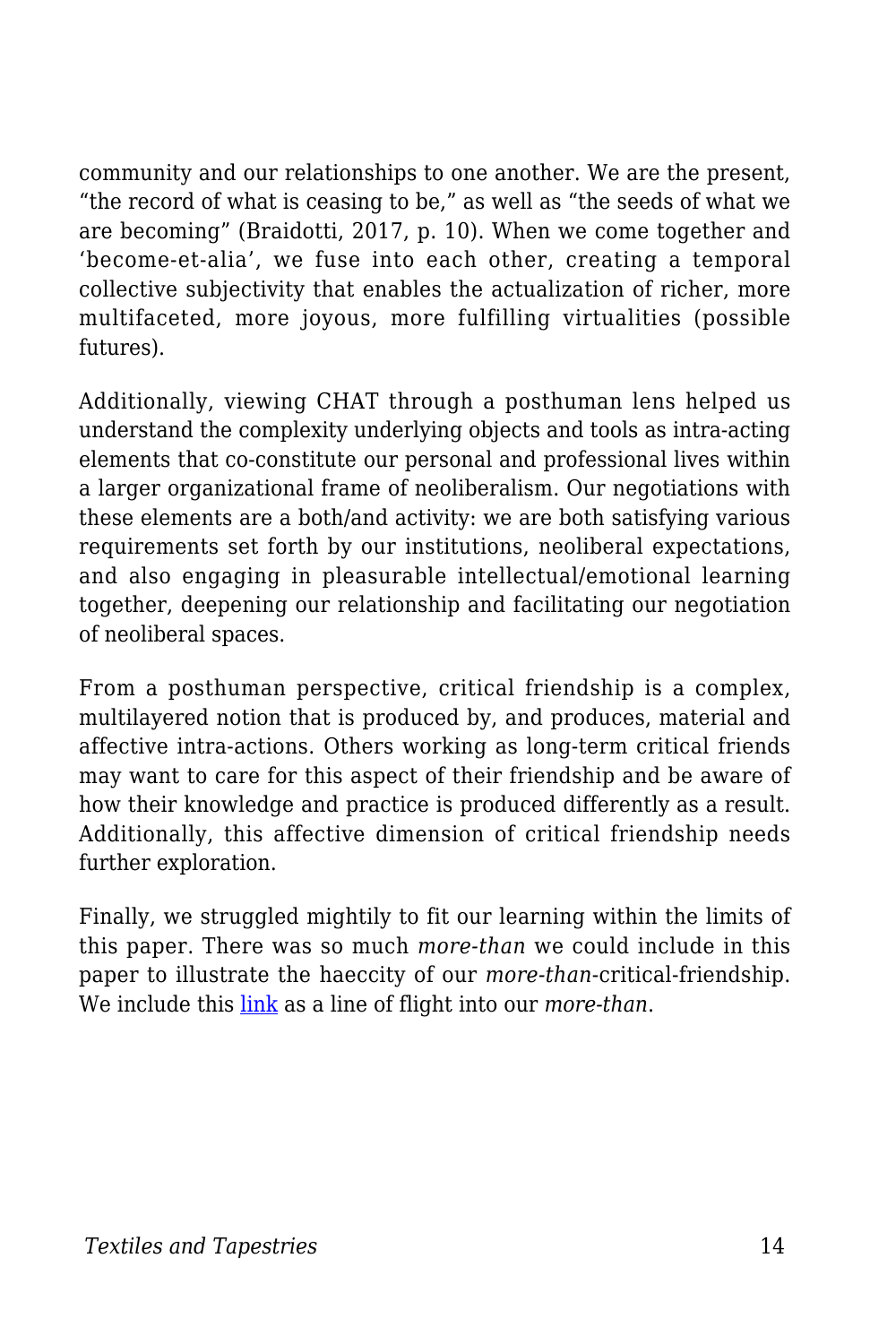community and our relationships to one another. We are the present, “the record of what is ceasing to be,” as well as “the seeds of what we are becoming” (Braidotti, 2017, p. 10). When we come together and ‘become-et-alia’, we fuse into each other, creating a temporal collective subjectivity that enables the actualization of richer, more multifaceted, more joyous, more fulfilling virtualities (possible futures).

Additionally, viewing CHAT through a posthuman lens helped us understand the complexity underlying objects and tools as intra-acting elements that co-constitute our personal and professional lives within a larger organizational frame of neoliberalism. Our negotiations with these elements are a both/and activity: we are both satisfying various requirements set forth by our institutions, neoliberal expectations, and also engaging in pleasurable intellectual/emotional learning together, deepening our relationship and facilitating our negotiation of neoliberal spaces.

From a posthuman perspective, critical friendship is a complex, multilayered notion that is produced by, and produces, material and affective intra-actions. Others working as long-term critical friends may want to care for this aspect of their friendship and be aware of how their knowledge and practice is produced differently as a result. Additionally, this affective dimension of critical friendship needs further exploration.

Finally, we struggled mightily to fit our learning within the limits of this paper. There was so much *more-than* we could include in this paper to illustrate the haeccity of our *more-than*-critical-friendship. We include this link as a line of flight into our *more-than*.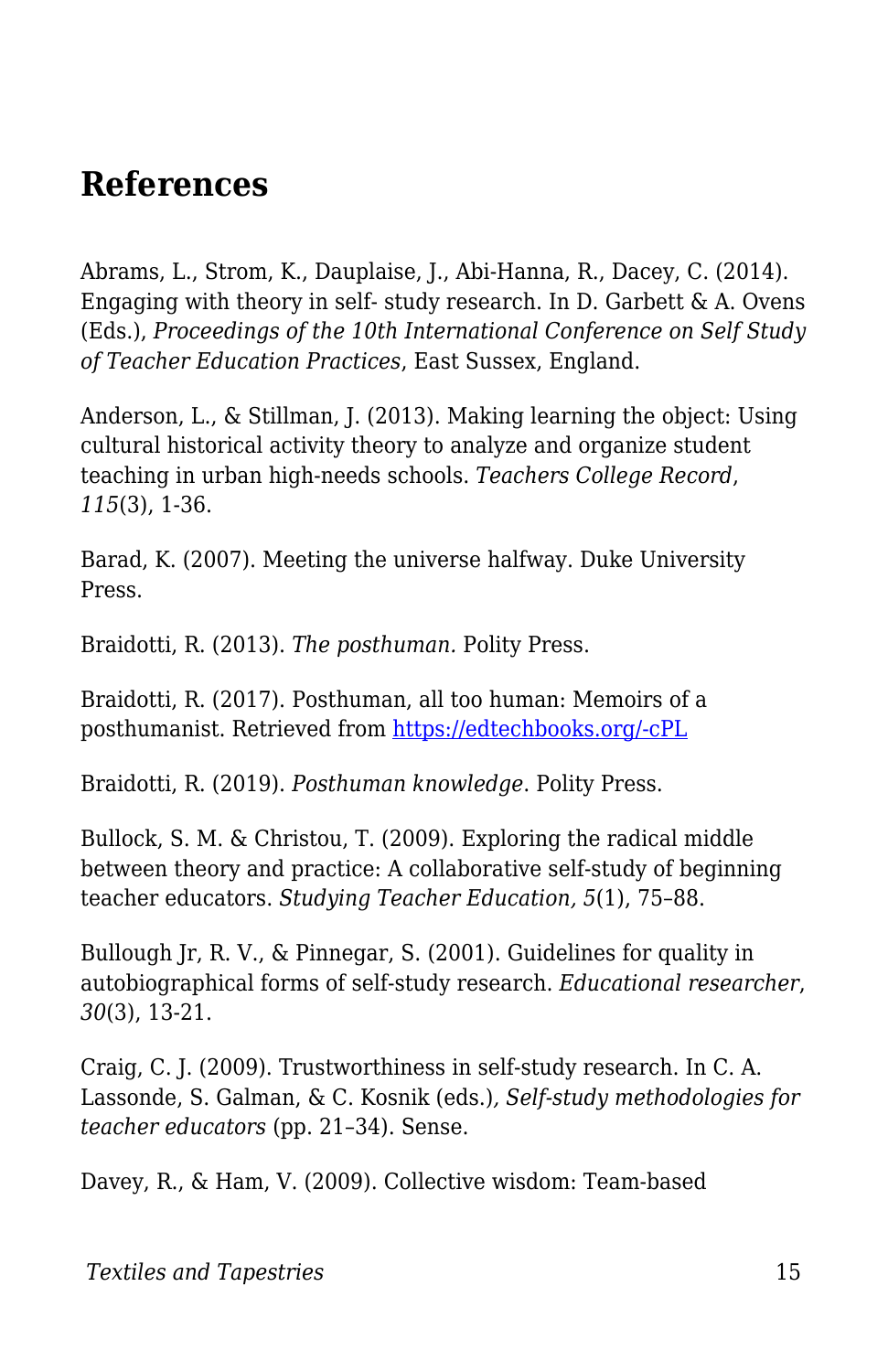## References

Abrams, L., Strom, K., Dauplaise, J., Abi-Hanna, R., Dacey, C. (2014). Engaging with theory in self- study research. In D. Garbett & A. Ovens (Eds.), *Proceedings of the 10th International Conference on Self Study of Teacher Education Practices*, East Sussex, England.

Anderson, L., & Stillman, J. (2013). Making learning the object: Using cultural historical activity theory to analyze and organize student teaching in urban high-needs schools. *Teachers College Record*, *115*(3), 1-36.

Barad, K. (2007). Meeting the universe halfway. Duke University Press.

Braidotti, R. (2013). *The posthuman.* Polity Press.

Braidotti, R. (2017). Posthuman, all too human: Memoirs of a posthumanist. Retrieved from [https://edtechbooks.org/-cPL](https://edtechbooks.org/-cPL)

Braidotti, R. (2019). *Posthuman knowledge*. Polity Press.

Bullock, S. M. & Christou, T. (2009). Exploring the radical middle between theory and practice: A collaborative self-study of beginning teacher educators. *Studying Teacher Education, 5*(1), 75–88.

Bullough Jr, R. V., & Pinnegar, S. (2001). Guidelines for quality in autobiographical forms of self-study research. *Educational researcher*, *30*(3), 13-21.

Craig, C. J. (2009). Trustworthiness in self-study research. In C. A. Lassonde, S. Galman, & C. Kosnik (eds.)*, Self-study methodologies for teacher educators* (pp. 21–34). Sense.

Davey, R., & Ham, V. (2009). Collective wisdom: Team-based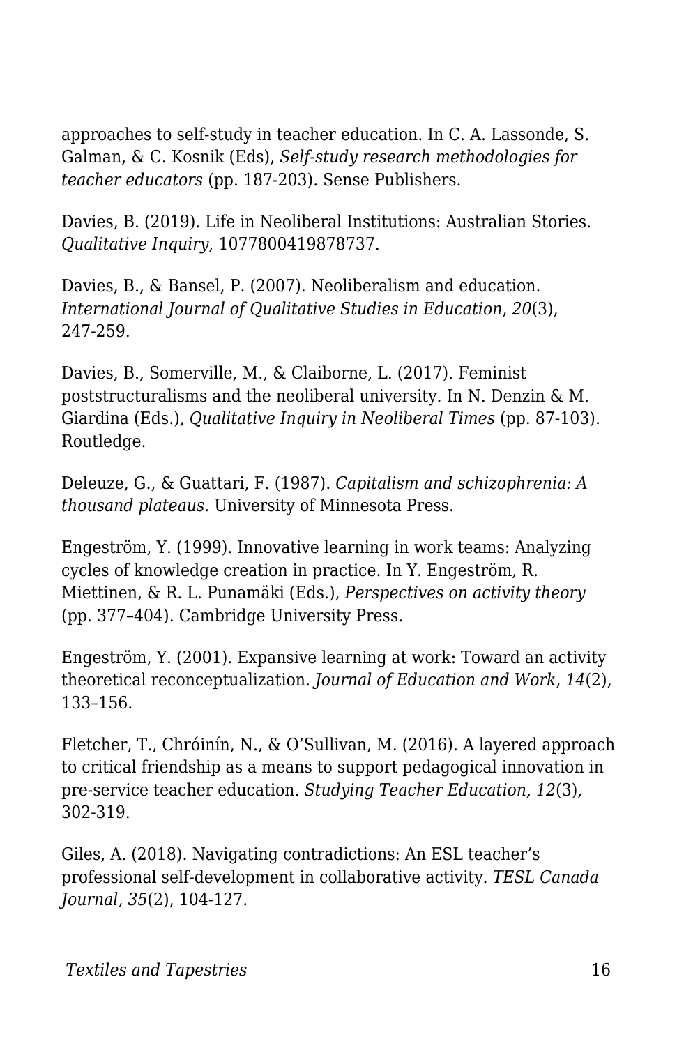approaches to self-study in teacher education. In C. A. Lassonde, S. Galman, & C. Kosnik (Eds), *Self-study research methodologies for teacher educators* (pp. 187-203). Sense Publishers.

Davies, B. (2019). Life in Neoliberal Institutions: Australian Stories. *Qualitative Inquiry*, 1077800419878737.

Davies, B., & Bansel, P. (2007). Neoliberalism and education. *International Journal of Qualitative Studies in Education*, *20*(3), 247-259.

Davies, B., Somerville, M., & Claiborne, L. (2017). Feminist poststructuralisms and the neoliberal university. In N. Denzin & M. Giardina (Eds.), *Qualitative Inquiry in Neoliberal Times* (pp. 87-103). Routledge.

Deleuze, G., & Guattari, F. (1987). *Capitalism and schizophrenia: A thousand plateaus.* University of Minnesota Press.

Engeström, Y. (1999). Innovative learning in work teams: Analyzing cycles of knowledge creation in practice. In Y. Engeström, R. Miettinen, & R. L. Punamäki (Eds.), *Perspectives on activity theory* (pp. 377–404). Cambridge University Press.

Engeström, Y. (2001). Expansive learning at work: Toward an activity theoretical reconceptualization*. Journal of Education and Work*, *14*(2), 133–156.

Fletcher, T., Chróinín, N., & O'Sullivan, M. (2016). A layered approach to critical friendship as a means to support pedagogical innovation in pre-service teacher education. *Studying Teacher Education, 12*(3), 302-319.

Giles, A. (2018). Navigating contradictions: An ESL teacher's professional self-development in collaborative activity. *TESL Canada Journal, 35*(2), 104-127.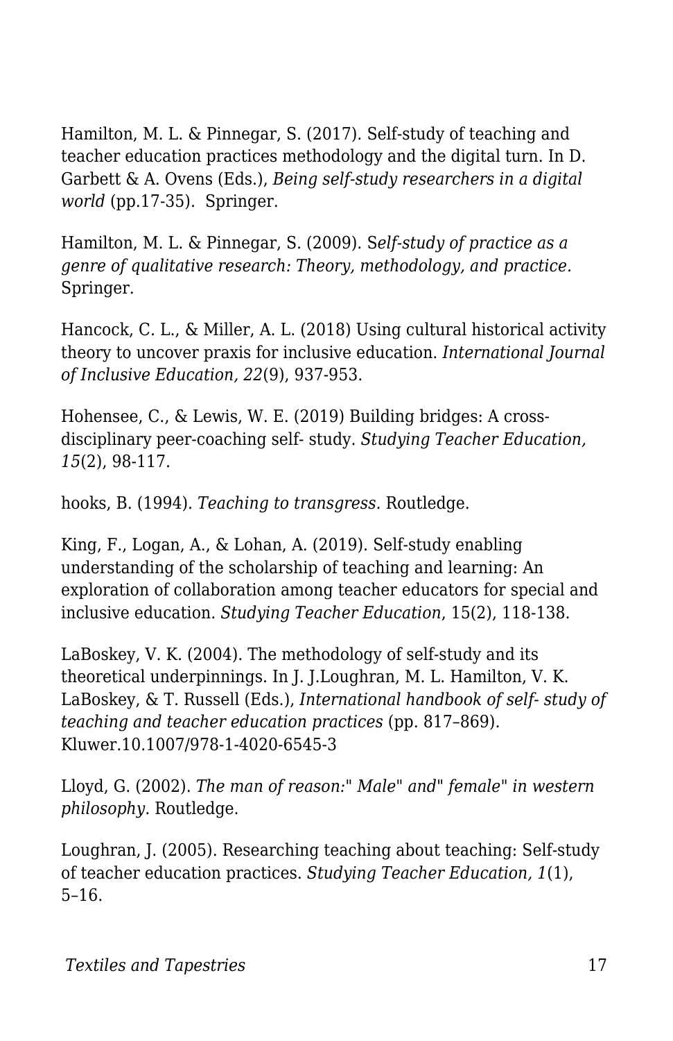Hamilton, M. L. & Pinnegar, S. (2017). Self-study of teaching and teacher education practices methodology and the digital turn. In D. Garbett & A. Ovens (Eds.), *Being self-study researchers in a digital world* (pp.17-35). Springer.

Hamilton, M. L. & Pinnegar, S. (2009). S*elf-study of practice as a genre of qualitative research: Theory, methodology, and practice.* Springer.

Hancock, C. L., & Miller, A. L. (2018) Using cultural historical activity theory to uncover praxis for inclusive education. *International Journal of Inclusive Education, 22*(9), 937-953.

Hohensee, C., & Lewis, W. E. (2019) Building bridges: A cross-disciplinary peer-coaching self- study. *Studying Teacher Education, 15*(2), 98-117.

hooks, B. (1994). *Teaching to transgress.* Routledge.

King, F., Logan, A., & Lohan, A. (2019). Self-study enabling understanding of the scholarship of teaching and learning: An exploration of collaboration among teacher educators for special and inclusive education. *Studying Teacher Education*, 15(2), 118-138.

LaBoskey, V. K. (2004). The methodology of self-study and its theoretical underpinnings. In J. J.Loughran, M. L. Hamilton, V. K. LaBoskey, & T. Russell (Eds.), *International handbook of self- study of teaching and teacher education practices* (pp. 817–869). Kluwer.10.1007/978-1-4020-6545-3

Lloyd, G. (2002). *The man of reason:" Male" and" female" in western philosophy*. Routledge.

Loughran, J. (2005). Researching teaching about teaching: Self-study of teacher education practices. *Studying Teacher Education, 1*(1), 5–16.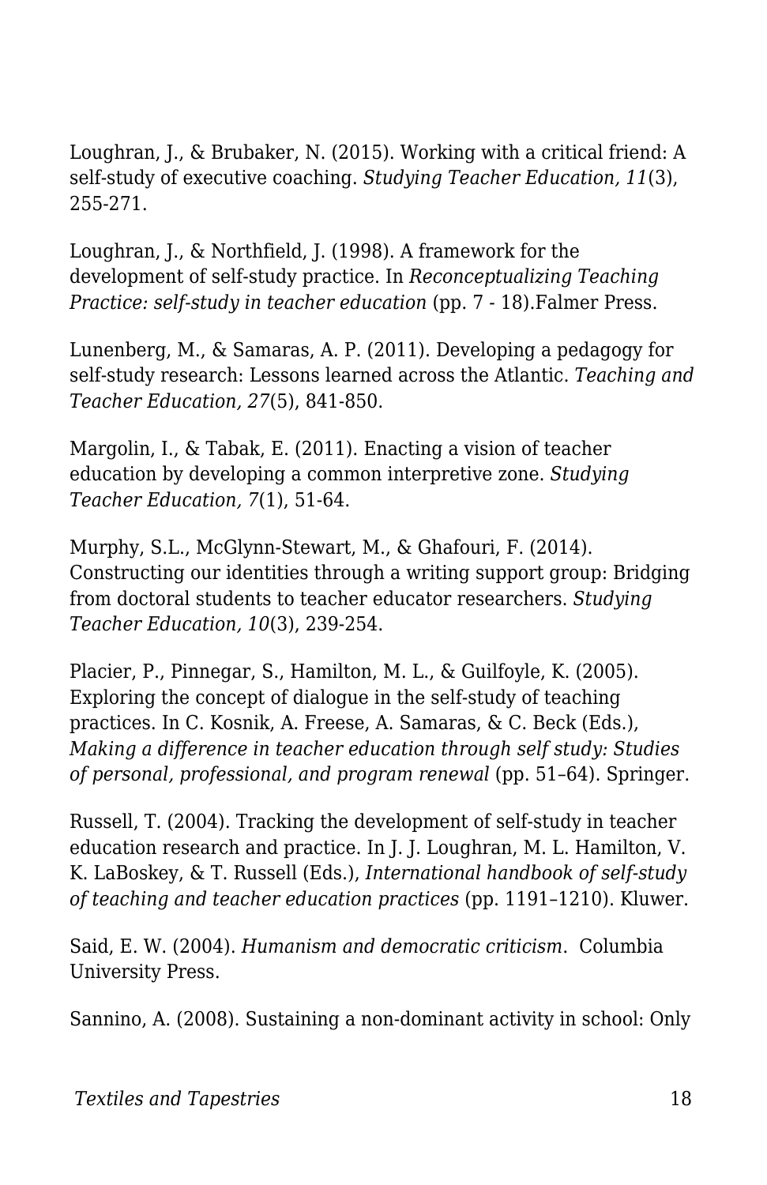Loughran, J., & Brubaker, N. (2015). Working with a critical friend: A self-study of executive coaching. *Studying Teacher Education, 11*(3), 255-271.

Loughran, J., & Northfield, J. (1998). A framework for the development of self-study practice. In *Reconceptualizing Teaching Practice: self-study in teacher education* (pp. 7 - 18).Falmer Press.

Lunenberg, M., & Samaras, A. P. (2011). Developing a pedagogy for self-study research: Lessons learned across the Atlantic. *Teaching and Teacher Education, 27*(5), 841-850.

Margolin, I., & Tabak, E. (2011). Enacting a vision of teacher education by developing a common interpretive zone. *Studying Teacher Education, 7*(1), 51-64.

Murphy, S.L., McGlynn-Stewart, M., & Ghafouri, F. (2014). Constructing our identities through a writing support group: Bridging from doctoral students to teacher educator researchers. *Studying Teacher Education, 10*(3), 239-254.

Placier, P., Pinnegar, S., Hamilton, M. L., & Guilfoyle, K. (2005). Exploring the concept of dialogue in the self-study of teaching practices. In C. Kosnik, A. Freese, A. Samaras, & C. Beck (Eds.), *Making a difference in teacher education through self study: Studies of personal, professional, and program renewal* (pp. 51–64). Springer.

Russell, T. (2004). Tracking the development of self-study in teacher education research and practice. In J. J. Loughran, M. L. Hamilton, V. K. LaBoskey, & T. Russell (Eds.), *International handbook of self-study of teaching and teacher education practices* (pp. 1191–1210). Kluwer.

Said, E. W. (2004). *Humanism and democratic criticism*. Columbia University Press.

Sannino, A. (2008). Sustaining a non-dominant activity in school: Only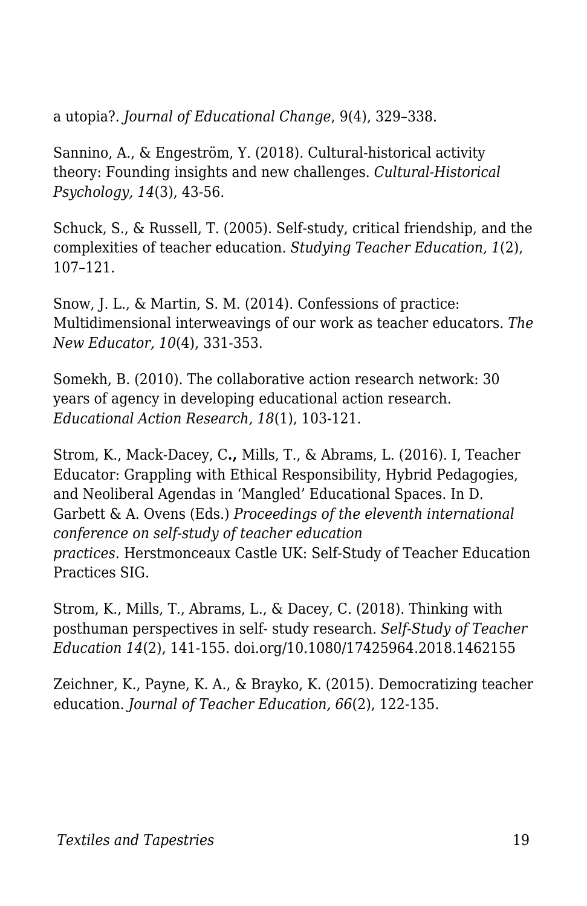a utopia?. *Journal of Educational Change*, 9(4), 329–338.

Sannino, A., & Engeström, Y. (2018). Cultural-historical activity theory: Founding insights and new challenges. *Cultural-Historical Psychology, 14*(3), 43-56.

Schuck, S., & Russell, T. (2005). Self-study, critical friendship, and the complexities of teacher education. *Studying Teacher Education, 1*(2), 107–121.

Snow, J. L., & Martin, S. M. (2014). Confessions of practice: Multidimensional interweavings of our work as teacher educators. *The New Educator, 10*(4), 331-353.

Somekh, B. (2010). The collaborative action research network: 30 years of agency in developing educational action research. *Educational Action Research, 18*(1), 103-121.

Strom, K., Mack-Dacey, C**.,** Mills, T., & Abrams, L. (2016). I, Teacher Educator: Grappling with Ethical Responsibility, Hybrid Pedagogies, and Neoliberal Agendas in 'Mangled' Educational Spaces. In D. Garbett & A. Ovens (Eds.) *Proceedings of the eleventh international conference on self-study of teacher education practices.* Herstmonceaux Castle UK: Self-Study of Teacher Education Practices SIG.

Strom, K., Mills, T., Abrams, L., & Dacey, C. (2018). Thinking with posthuman perspectives in self- study research. *Self-Study of Teacher Education 14*(2), 141-155. doi.org/10.1080/17425964.2018.1462155

Zeichner, K., Payne, K. A., & Brayko, K. (2015). Democratizing teacher education. *Journal of Teacher Education, 66*(2), 122-135.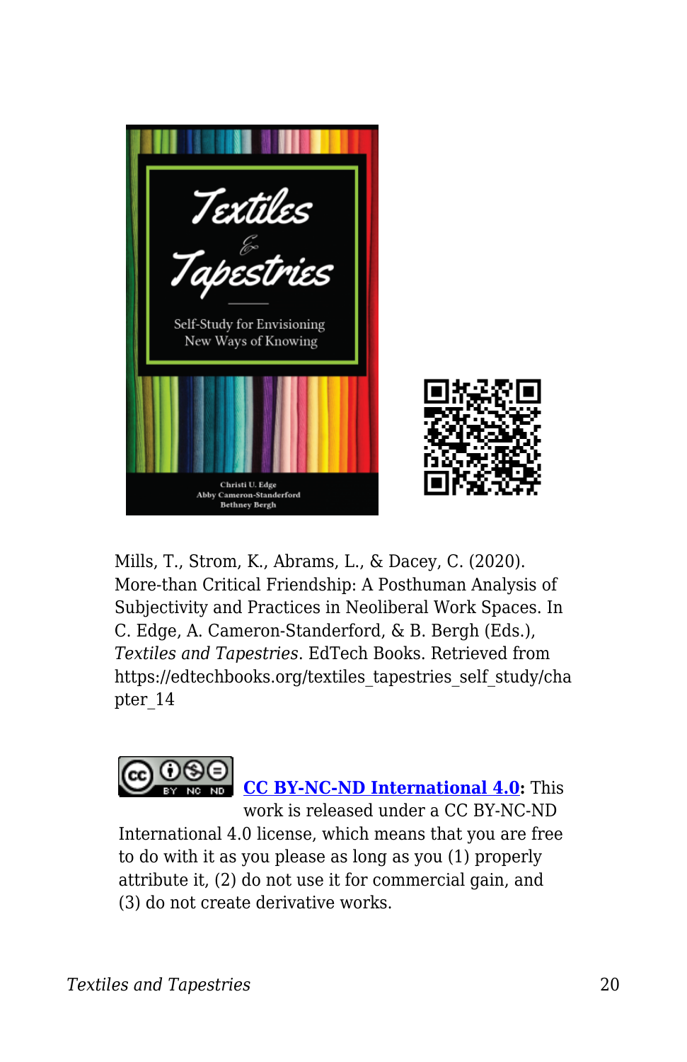Mills, T., Strom, K., Abrams, L., & Dacey, C. (2020). More-than Critical Friendship: A Posthuman Analysis of Subjectivity and Practices in Neoliberal Work Spaces. In C. Edge, A. Cameron-Standerford, & B. Bergh (Eds.), *Textiles and Tapestries*. EdTech Books. Retrieved from https://edtechbooks.org/textiles_tapestries_self_study/chapter_14

**CC BY-NC-ND International 4.0:** This work is released under a CC BY-NC-ND International 4.0 license, which means that you are free to do with it as you please as long as you (1) properly attribute it, (2) do not use it for commercial gain, and (3) do not create derivative works.